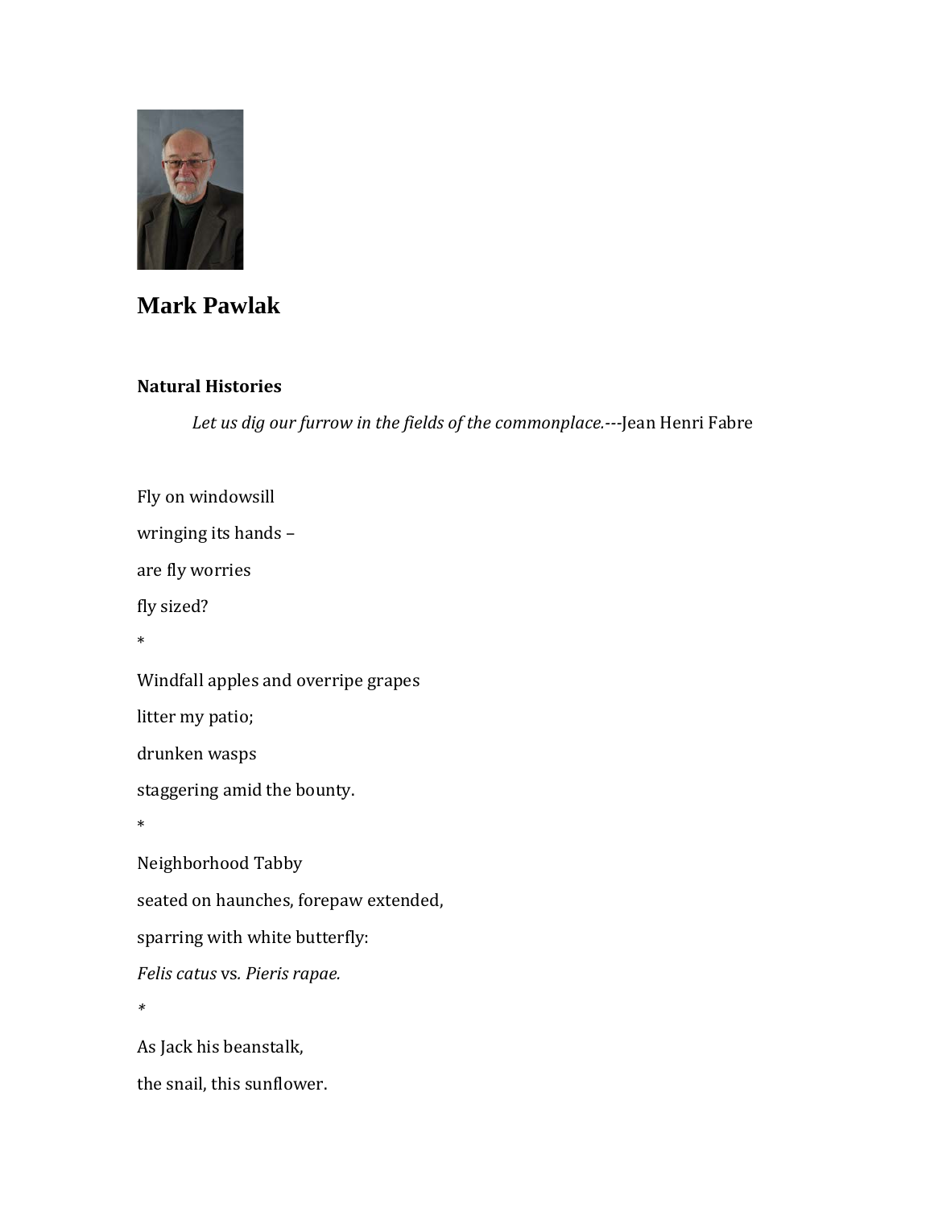# Mark Pawlak

### Natural Histories

*Let us dig our furrow in the fields of the commonplace.*---Jean Henri Fabre

Fly on windowsill

wringing its hands –

are fly worries

fly sized?

*

Windfall apples and overripe grapes

litter my patio;

drunken wasps

staggering amid the bounty.

*

Neighborhood Tabby

seated on haunches, forepaw extended,

sparring with white butterfly:

*Felis catus* vs. *Pieris rapae.*

*

As Jack his beanstalk,

the snail, this sunflower.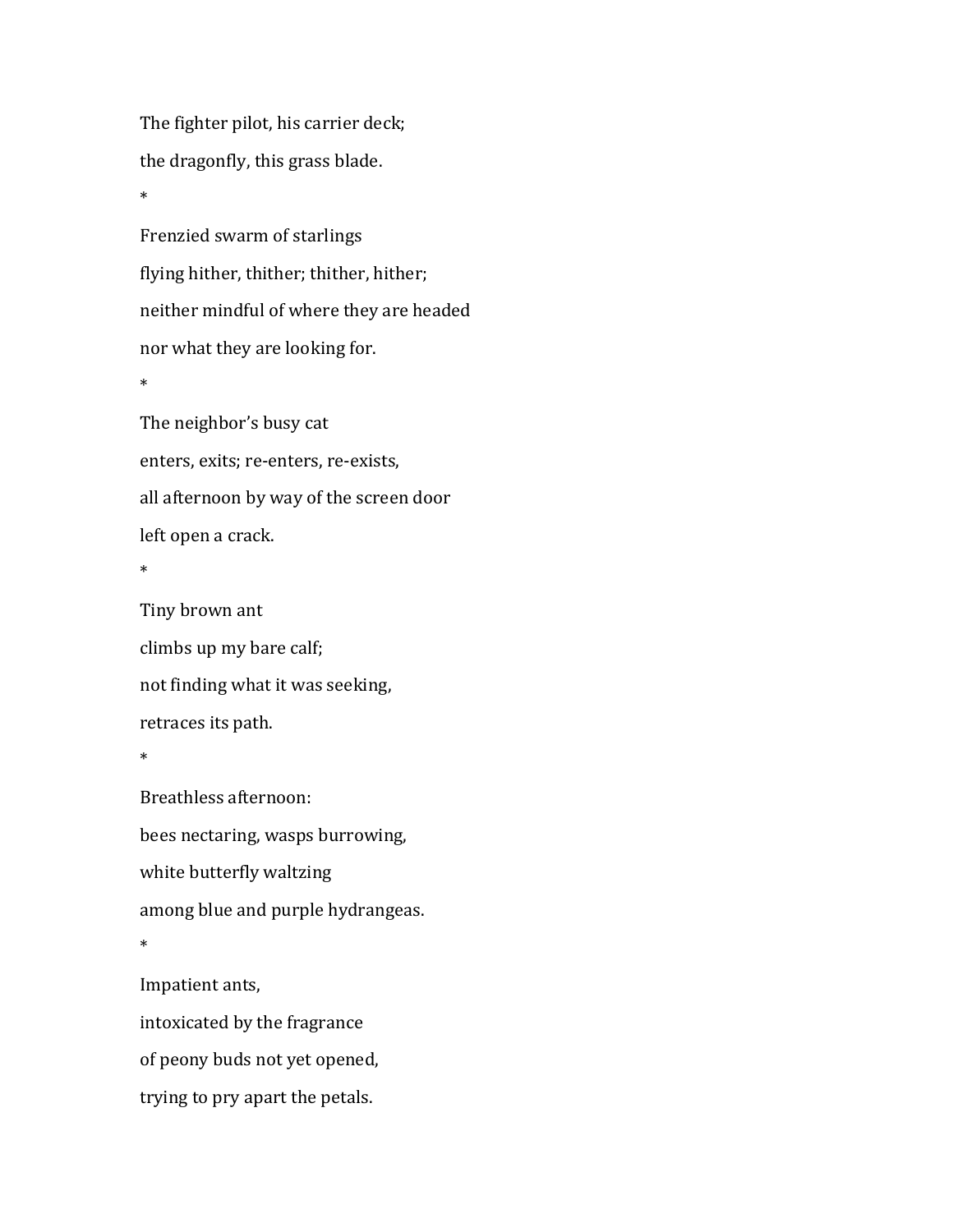The fighter pilot, his carrier deck;  
the dragonfly, this grass blade.

*

Frenzied swarm of starlings  
flying hither, thither; thither, hither;  
neither mindful of where they are headed  
nor what they are looking for.

*

The neighbor's busy cat  
enters, exits; re-enters, re-exists,  
all afternoon by way of the screen door  
left open a crack.

*

Tiny brown ant  
climbs up my bare calf;  
not finding what it was seeking,  
retraces its path.

*

Breathless afternoon:  
bees nectaring, wasps burrowing,  
white butterfly waltzing  
among blue and purple hydrangeas.

*

Impatient ants,  
intoxicated by the fragrance  
of peony buds not yet opened,  
trying to pry apart the petals.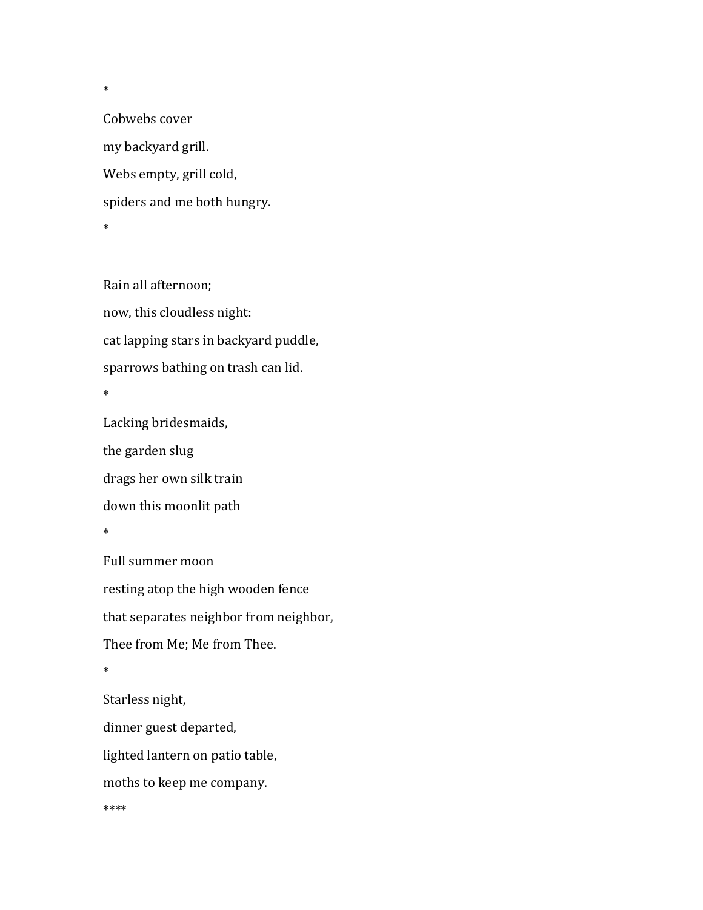*

Cobwebs cover

my backyard grill.

Webs empty, grill cold,

spiders and me both hungry.

*

Rain all afternoon;

now, this cloudless night:

cat lapping stars in backyard puddle,

sparrows bathing on trash can lid.

*

Lacking bridesmaids,

the garden slug

drags her own silk train

down this moonlit path

*

Full summer moon

resting atop the high wooden fence

that separates neighbor from neighbor,

Thee from Me; Me from Thee.

*

Starless night,

dinner guest departed,

lighted lantern on patio table,

moths to keep me company.

****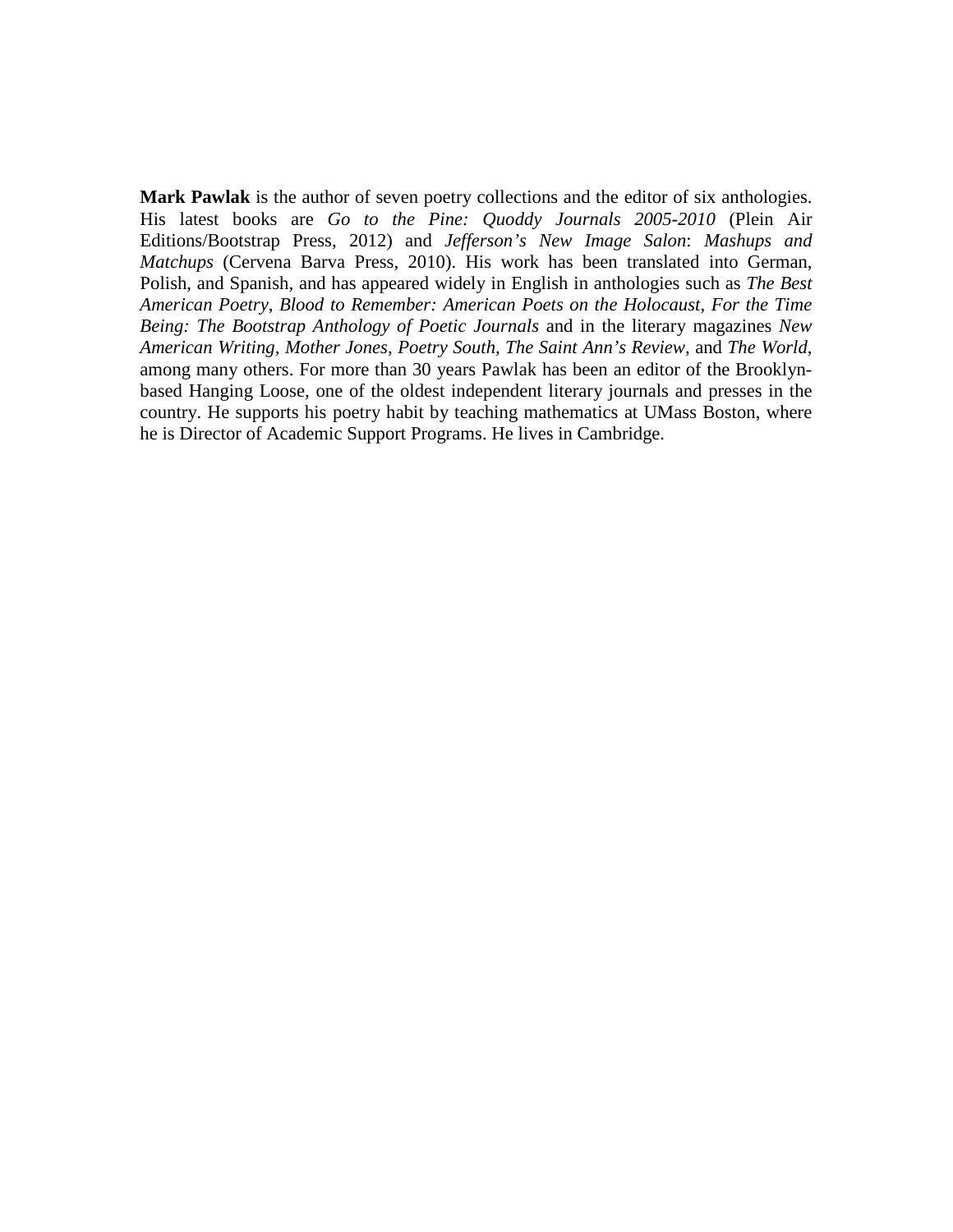**Mark Pawlak** is the author of seven poetry collections and the editor of six anthologies. His latest books are *Go to the Pine: Quoddy Journals 2005-2010* (Plein Air Editions/Bootstrap Press, 2012) and *Jefferson's New Image Salon*: *Mashups and Matchups* (Cervena Barva Press, 2010). His work has been translated into German, Polish, and Spanish, and has appeared widely in English in anthologies such as *The Best American Poetry*, *Blood to Remember: American Poets on the Holocaust*, *For the Time Being: The Bootstrap Anthology of Poetic Journals* and in the literary magazines *New American Writing*, *Mother Jones*, *Poetry South*, *The Saint Ann's Review*, and *The World*, among many others. For more than 30 years Pawlak has been an editor of the Brooklyn-based Hanging Loose, one of the oldest independent literary journals and presses in the country. He supports his poetry habit by teaching mathematics at UMass Boston, where he is Director of Academic Support Programs. He lives in Cambridge.